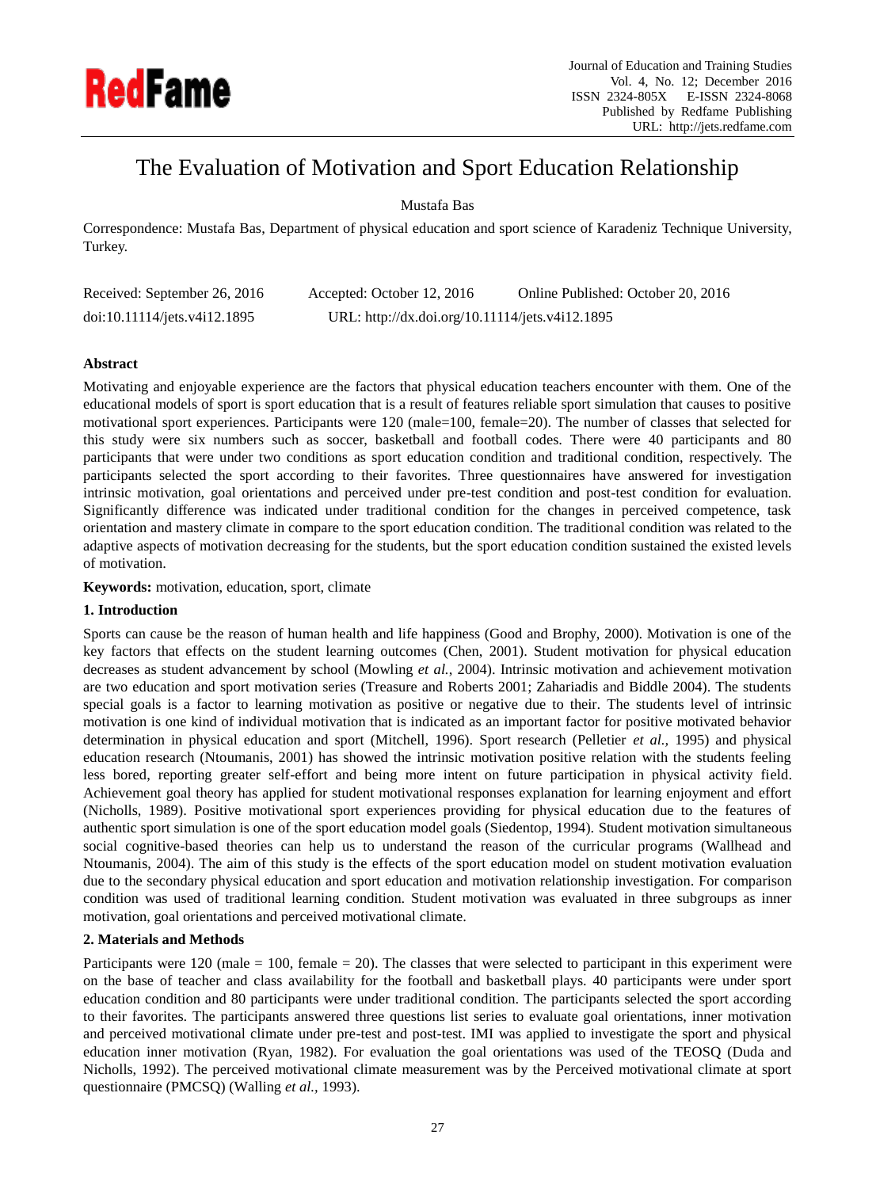# The Evaluation of Motivation and Sport Education Relationship

Mustafa Bas

Correspondence: Mustafa Bas, Department of physical education and sport science of Karadeniz Technique University, Turkey.

Received: September 26, 2016    Accepted: October 12, 2016    Online Published: October 20, 2016

doi:10.11114/jets.v4i12.1895    URL: http://dx.doi.org/10.11114/jets.v4i12.1895

**Abstract**

Motivating and enjoyable experience are the factors that physical education teachers encounter with them. One of the educational models of sport is sport education that is a result of features reliable sport simulation that causes to positive motivational sport experiences. Participants were 120 (male=100, female=20). The number of classes that selected for this study were six numbers such as soccer, basketball and football codes. There were 40 participants and 80 participants that were under two conditions as sport education condition and traditional condition, respectively. The participants selected the sport according to their favorites. Three questionnaires have answered for investigation intrinsic motivation, goal orientations and perceived under pre-test condition and post-test condition for evaluation. Significantly difference was indicated under traditional condition for the changes in perceived competence, task orientation and mastery climate in compare to the sport education condition. The traditional condition was related to the adaptive aspects of motivation decreasing for the students, but the sport education condition sustained the existed levels of motivation.

**Keywords:** motivation, education, sport, climate

## 1. Introduction

Sports can cause be the reason of human health and life happiness (Good and Brophy, 2000). Motivation is one of the key factors that effects on the student learning outcomes (Chen, 2001). Student motivation for physical education decreases as student advancement by school (Mowling *et al.*, 2004). Intrinsic motivation and achievement motivation are two education and sport motivation series (Treasure and Roberts 2001; Zahariadis and Biddle 2004). The students special goals is a factor to learning motivation as positive or negative due to their. The students level of intrinsic motivation is one kind of individual motivation that is indicated as an important factor for positive motivated behavior determination in physical education and sport (Mitchell, 1996). Sport research (Pelletier *et al.*, 1995) and physical education research (Ntoumanis, 2001) has showed the intrinsic motivation positive relation with the students feeling less bored, reporting greater self-effort and being more intent on future participation in physical activity field. Achievement goal theory has applied for student motivational responses explanation for learning enjoyment and effort (Nicholls, 1989). Positive motivational sport experiences providing for physical education due to the features of authentic sport simulation is one of the sport education model goals (Siedentop, 1994). Student motivation simultaneous social cognitive-based theories can help us to understand the reason of the curricular programs (Wallhead and Ntoumanis, 2004). The aim of this study is the effects of the sport education model on student motivation evaluation due to the secondary physical education and sport education and motivation relationship investigation. For comparison condition was used of traditional learning condition. Student motivation was evaluated in three subgroups as inner motivation, goal orientations and perceived motivational climate.

## 2. Materials and Methods

Participants were 120 (male = 100, female = 20). The classes that were selected to participant in this experiment were on the base of teacher and class availability for the football and basketball plays. 40 participants were under sport education condition and 80 participants were under traditional condition. The participants selected the sport according to their favorites. The participants answered three questions list series to evaluate goal orientations, inner motivation and perceived motivational climate under pre-test and post-test. IMI was applied to investigate the sport and physical education inner motivation (Ryan, 1982). For evaluation the goal orientations was used of the TEOSQ (Duda and Nicholls, 1992). The perceived motivational climate measurement was by the Perceived motivational climate at sport questionnaire (PMCSQ) (Walling *et al.,* 1993).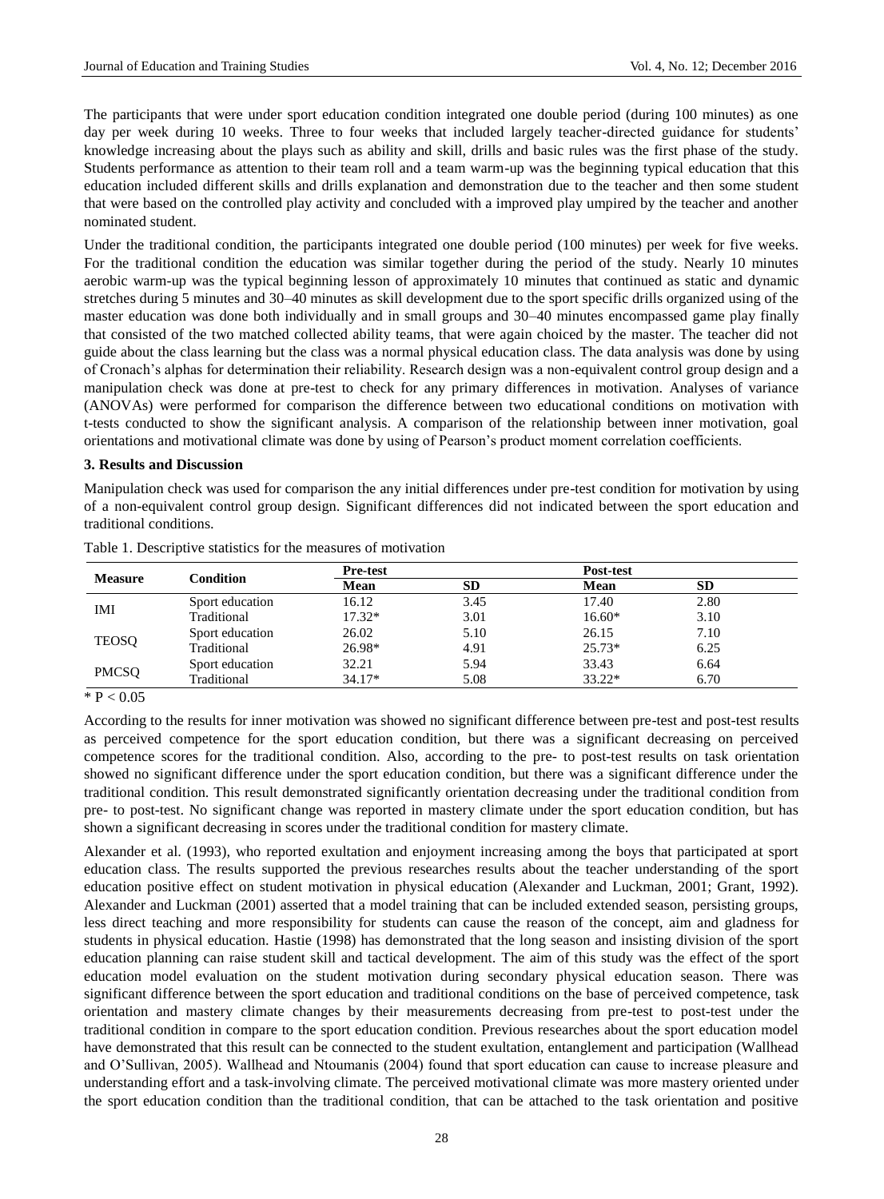The participants that were under sport education condition integrated one double period (during 100 minutes) as one day per week during 10 weeks. Three to four weeks that included largely teacher-directed guidance for students' knowledge increasing about the plays such as ability and skill, drills and basic rules was the first phase of the study. Students performance as attention to their team roll and a team warm-up was the beginning typical education that this education included different skills and drills explanation and demonstration due to the teacher and then some student that were based on the controlled play activity and concluded with a improved play umpired by the teacher and another nominated student.

Under the traditional condition, the participants integrated one double period (100 minutes) per week for five weeks. For the traditional condition the education was similar together during the period of the study. Nearly 10 minutes aerobic warm-up was the typical beginning lesson of approximately 10 minutes that continued as static and dynamic stretches during 5 minutes and 30–40 minutes as skill development due to the sport specific drills organized using of the master education was done both individually and in small groups and 30–40 minutes encompassed game play finally that consisted of the two matched collected ability teams, that were again choiced by the master. The teacher did not guide about the class learning but the class was a normal physical education class. The data analysis was done by using of Cronach's alphas for determination their reliability. Research design was a non-equivalent control group design and a manipulation check was done at pre-test to check for any primary differences in motivation. Analyses of variance (ANOVAs) were performed for comparison the difference between two educational conditions on motivation with t-tests conducted to show the significant analysis. A comparison of the relationship between inner motivation, goal orientations and motivational climate was done by using of Pearson's product moment correlation coefficients.

## 3. Results and Discussion

Manipulation check was used for comparison the any initial differences under pre-test condition for motivation by using of a non-equivalent control group design. Significant differences did not indicated between the sport education and traditional conditions.

Table 1. Descriptive statistics for the measures of motivation

| Measure | Condition | Pre-test | | Post-test | |
|---|---|---|---|---|---|
| | | Mean | SD | Mean | SD |
| IMI | Sport education | 16.12 | 3.45 | 17.40 | 2.80 |
| | Traditional | 17.32* | 3.01 | 16.60* | 3.10 |
| TEOSQ | Sport education | 26.02 | 5.10 | 26.15 | 7.10 |
| | Traditional | 26.98* | 4.91 | 25.73* | 6.25 |
| PMCSQ | Sport education | 32.21 | 5.94 | 33.43 | 6.64 |
| | Traditional | 34.17* | 5.08 | 33.22* | 6.70 |

* $P < 0.05$

According to the results for inner motivation was showed no significant difference between pre-test and post-test results as perceived competence for the sport education condition, but there was a significant decreasing on perceived competence scores for the traditional condition. Also, according to the pre- to post-test results on task orientation showed no significant difference under the sport education condition, but there was a significant difference under the traditional condition. This result demonstrated significantly orientation decreasing under the traditional condition from pre- to post-test. No significant change was reported in mastery climate under the sport education condition, but has shown a significant decreasing in scores under the traditional condition for mastery climate.

Alexander et al. (1993), who reported exultation and enjoyment increasing among the boys that participated at sport education class. The results supported the previous researches results about the teacher understanding of the sport education positive effect on student motivation in physical education (Alexander and Luckman, 2001; Grant, 1992). Alexander and Luckman (2001) asserted that a model training that can be included extended season, persisting groups, less direct teaching and more responsibility for students can cause the reason of the concept, aim and gladness for students in physical education. Hastie (1998) has demonstrated that the long season and insisting division of the sport education planning can raise student skill and tactical development. The aim of this study was the effect of the sport education model evaluation on the student motivation during secondary physical education season. There was significant difference between the sport education and traditional conditions on the base of perceived competence, task orientation and mastery climate changes by their measurements decreasing from pre-test to post-test under the traditional condition in compare to the sport education condition. Previous researches about the sport education model have demonstrated that this result can be connected to the student exultation, entanglement and participation (Wallhead and O'Sullivan, 2005). Wallhead and Ntoumanis (2004) found that sport education can cause to increase pleasure and understanding effort and a task-involving climate. The perceived motivational climate was more mastery oriented under the sport education condition than the traditional condition, that can be attached to the task orientation and positive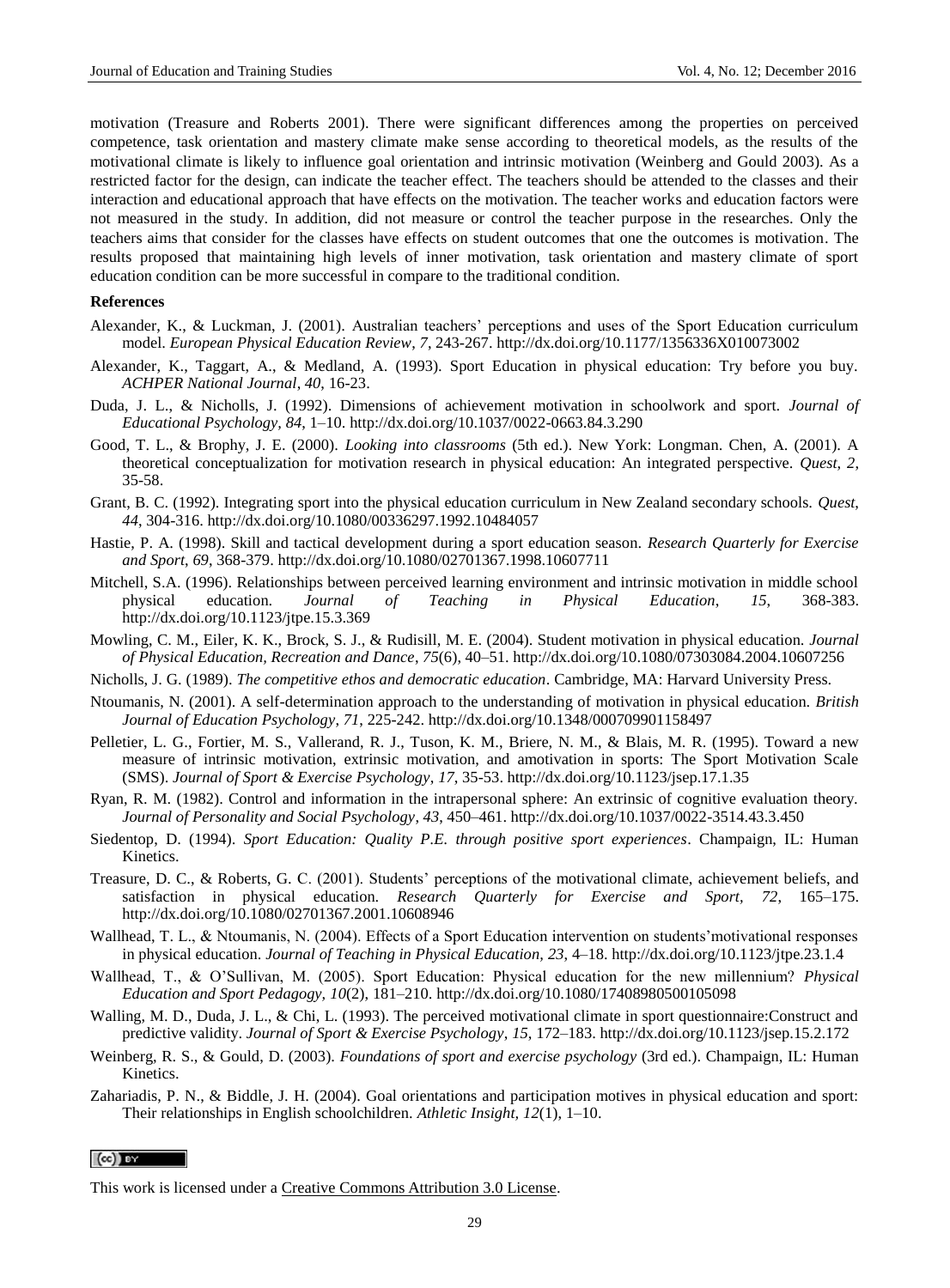motivation (Treasure and Roberts 2001). There were significant differences among the properties on perceived competence, task orientation and mastery climate make sense according to theoretical models, as the results of the motivational climate is likely to influence goal orientation and intrinsic motivation (Weinberg and Gould 2003). As a restricted factor for the design, can indicate the teacher effect. The teachers should be attended to the classes and their interaction and educational approach that have effects on the motivation. The teacher works and education factors were not measured in the study. In addition, did not measure or control the teacher purpose in the researches. Only the teachers aims that consider for the classes have effects on student outcomes that one the outcomes is motivation. The results proposed that maintaining high levels of inner motivation, task orientation and mastery climate of sport education condition can be more successful in compare to the traditional condition.

**References**

Alexander, K., & Luckman, J. (2001). Australian teachers' perceptions and uses of the Sport Education curriculum model. *European Physical Education Review*, *7*, 243-267. http://dx.doi.org/10.1177/1356336X010073002

Alexander, K., Taggart, A., & Medland, A. (1993). Sport Education in physical education: Try before you buy. *ACHPER National Journal*, *40*, 16-23.

Duda, J. L., & Nicholls, J. (1992). Dimensions of achievement motivation in schoolwork and sport. *Journal of Educational Psychology, 84*, 1–10. http://dx.doi.org/10.1037/0022-0663.84.3.290

Good, T. L., & Brophy, J. E. (2000). *Looking into classrooms* (5th ed.). New York: Longman. Chen, A. (2001). A theoretical conceptualization for motivation research in physical education: An integrated perspective. *Quest*, *2*, 35-58.

Grant, B. C. (1992). Integrating sport into the physical education curriculum in New Zealand secondary schools. *Quest*, *44*, 304-316. http://dx.doi.org/10.1080/00336297.1992.10484057

Hastie, P. A. (1998). Skill and tactical development during a sport education season. *Research Quarterly for Exercise and Sport*, *69*, 368-379. http://dx.doi.org/10.1080/02701367.1998.10607711

Mitchell, S.A. (1996). Relationships between perceived learning environment and intrinsic motivation in middle school physical education. *Journal of Teaching in Physical Education*, *15*, 368-383. http://dx.doi.org/10.1123/jtpe.15.3.369

Mowling, C. M., Eiler, K. K., Brock, S. J., & Rudisill, M. E. (2004). Student motivation in physical education. *Journal of Physical Education, Recreation and Dance*, *75*(6), 40–51. http://dx.doi.org/10.1080/07303084.2004.10607256

Nicholls, J. G. (1989). *The competitive ethos and democratic education*. Cambridge, MA: Harvard University Press.

Ntoumanis, N. (2001). A self-determination approach to the understanding of motivation in physical education. *British Journal of Education Psychology*, *71*, 225-242. http://dx.doi.org/10.1348/000709901158497

Pelletier, L. G., Fortier, M. S., Vallerand, R. J., Tuson, K. M., Briere, N. M., & Blais, M. R. (1995). Toward a new measure of intrinsic motivation, extrinsic motivation, and amotivation in sports: The Sport Motivation Scale (SMS). *Journal of Sport & Exercise Psychology*, *17*, 35-53. http://dx.doi.org/10.1123/jsep.17.1.35

Ryan, R. M. (1982). Control and information in the intrapersonal sphere: An extrinsic of cognitive evaluation theory. *Journal of Personality and Social Psychology*, *43*, 450–461. http://dx.doi.org/10.1037/0022-3514.43.3.450

Siedentop, D. (1994). *Sport Education: Quality P.E. through positive sport experiences*. Champaign, IL: Human Kinetics.

Treasure, D. C., & Roberts, G. C. (2001). Students' perceptions of the motivational climate, achievement beliefs, and satisfaction in physical education. *Research Quarterly for Exercise and Sport*, *72*, 165–175. http://dx.doi.org/10.1080/02701367.2001.10608946

Wallhead, T. L., & Ntoumanis, N. (2004). Effects of a Sport Education intervention on students'motivational responses in physical education. *Journal of Teaching in Physical Education, 23*, 4–18. http://dx.doi.org/10.1123/jtpe.23.1.4

Wallhead, T., & O'Sullivan, M. (2005). Sport Education: Physical education for the new millennium? *Physical Education and Sport Pedagogy*, *10*(2), 181–210. http://dx.doi.org/10.1080/17408980500105098

Walling, M. D., Duda, J. L., & Chi, L. (1993). The perceived motivational climate in sport questionnaire:Construct and predictive validity. *Journal of Sport & Exercise Psychology*, *15*, 172–183. http://dx.doi.org/10.1123/jsep.15.2.172

Weinberg, R. S., & Gould, D. (2003). *Foundations of sport and exercise psychology* (3rd ed.). Champaign, IL: Human Kinetics.

Zahariadis, P. N., & Biddle, J. H. (2004). Goal orientations and participation motives in physical education and sport: Their relationships in English schoolchildren. *Athletic Insight, 12*(1), 1–10.

This work is licensed under a Creative Commons Attribution 3.0 License.